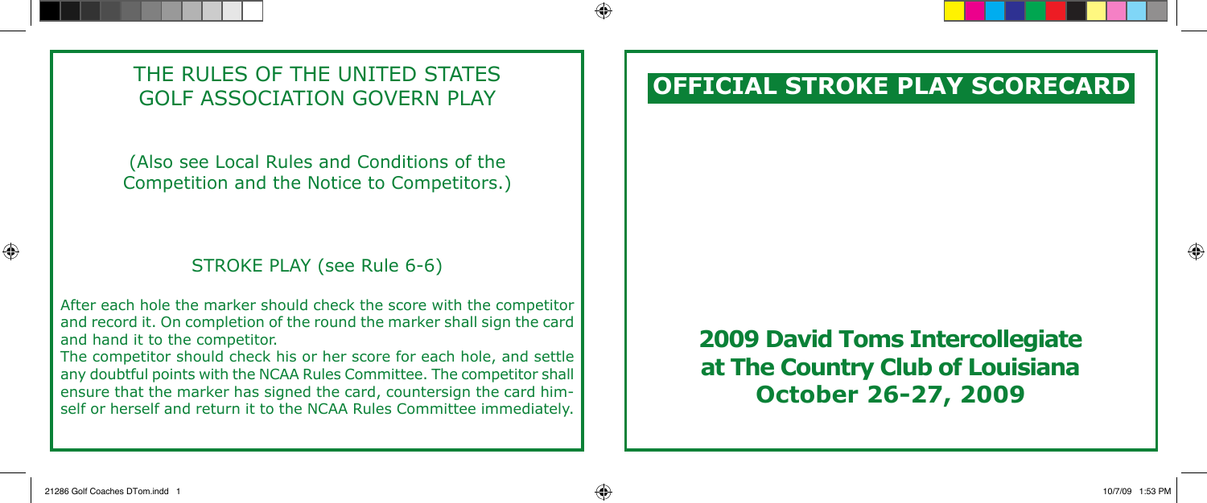# THE RULES OF THE UNITED STATES GOLF ASSOCIATION GOVERN PLAY

(Also see Local Rules and Conditions of the Competition and the Notice to Competitors.)

## STROKE PLAY (see Rule 6-6)

After each hole the marker should check the score with the competitor and record it. On completion of the round the marker shall sign the card and hand it to the competitor.

The competitor should check his or her score for each hole, and settle any doubtful points with the NCAA Rules Committee. The competitor shall ensure that the marker has signed the card, countersign the card himself or herself and return it to the NCAA Rules Committee immediately.

# OFFICIAL STROKE PLAY SCORECARD

**2009 David Toms Intercollegiate at The Country Club of Louisiana October 26-27, 2009**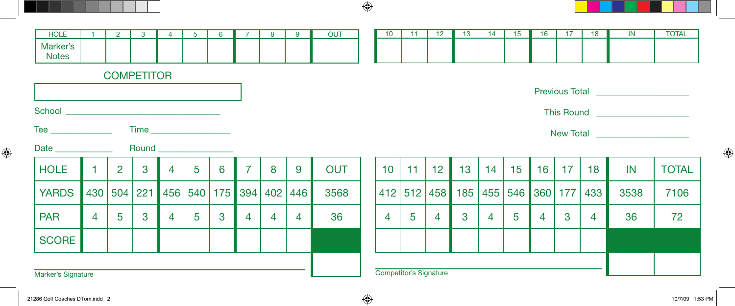| HOLE | 1 | 2 | 3 | 4 | 5 | 6 | 7 | 8 | 9 | OUT | 10 | 11 | 12 | 13 | 14 | 15 | 16 | 17 | 18 | IN | TOTAL |
|---|---|---|---|---|---|---|---|---|---|---|---|---|---|---|---|---|---|---|---|---|---|
| Marker's Notes | | | | | | | | | | | | | | | | | | | | | |

## COMPETITOR

School ______________________________

Tee ____________ Time ________________

Date ____________ Round ________________

Previous Total ________________

This Round ________________

New Total ________________

| HOLE | 1 | 2 | 3 | 4 | 5 | 6 | 7 | 8 | 9 | OUT | 10 | 11 | 12 | 13 | 14 | 15 | 16 | 17 | 18 | IN | TOTAL |
|---|---|---|---|---|---|---|---|---|---|---|---|---|---|---|---|---|---|---|---|---|---|
| YARDS | 430 | 504 | 221 | 456 | 540 | 175 | 394 | 402 | 446 | 3568 | 412 | 512 | 458 | 185 | 455 | 546 | 360 | 177 | 433 | 3538 | 7106 |
| PAR | 4 | 5 | 3 | 4 | 5 | 3 | 4 | 4 | 4 | 36 | 4 | 5 | 4 | 3 | 4 | 5 | 4 | 3 | 4 | 36 | 72 |
| SCORE | | | | | | | | | | | | | | | | | | | | | |

Marker's Signature ______________________________

Competitor's Signature ______________________________